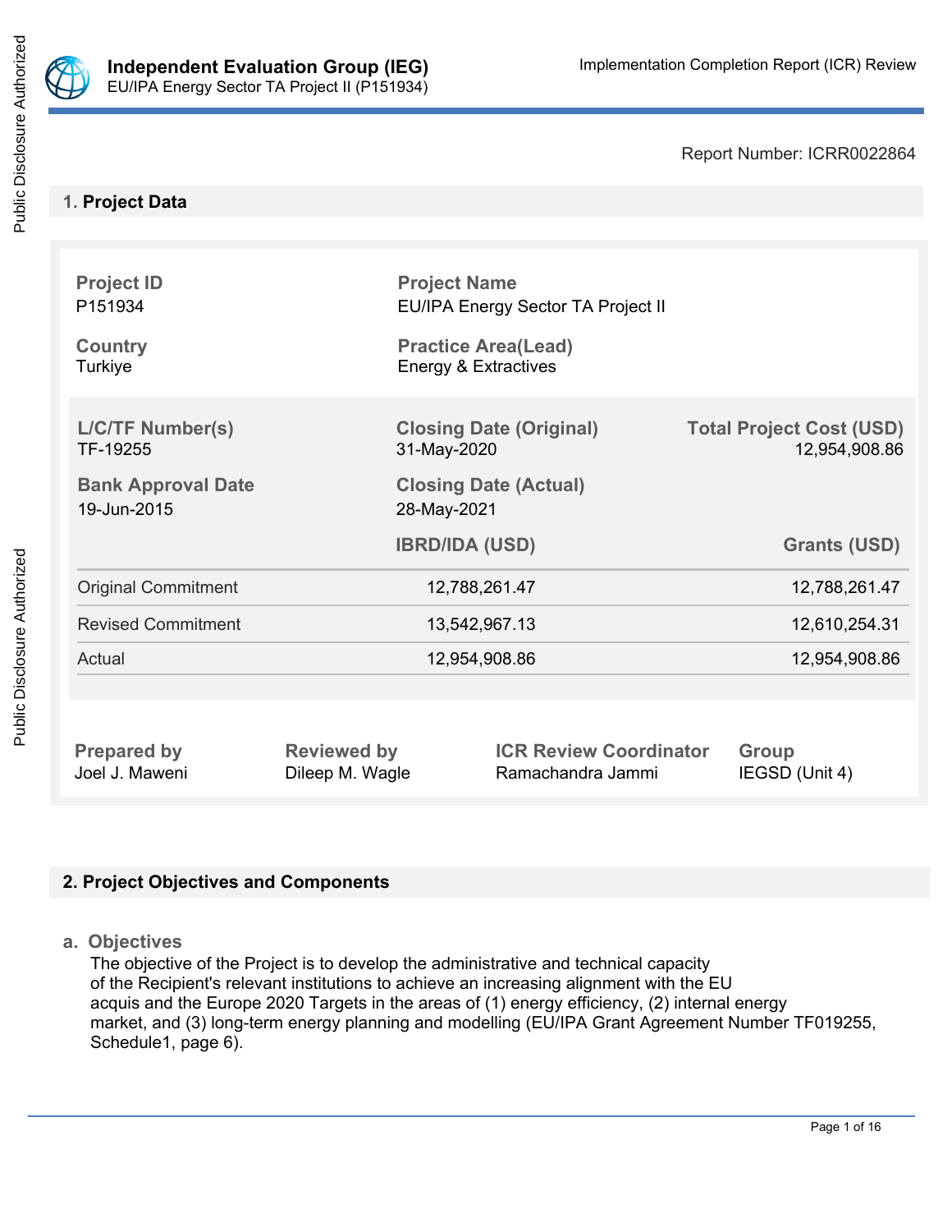# Independent Evaluation Group (IEG)

EU/IPA Energy Sector TA Project II (P151934)

Implementation Completion Report (ICR) Review

Report Number: ICRR0022864

## 1. Project Data

| Project ID | Project Name | |
|---|---|---|
| P151934 | EU/IPA Energy Sector TA Project II | |
| **Country** | **Practice Area(Lead)** | |
| Turkiye | Energy & Extractives | |

| L/C/TF Number(s) | Closing Date (Original) | Total Project Cost (USD) |
|---|---|---|
| TF-19255 | 31-May-2020 | 12,954,908.86 |
| **Bank Approval Date** | **Closing Date (Actual)** | |
| 19-Jun-2015 | 28-May-2021 | |

| | IBRD/IDA (USD) | Grants (USD) |
|---|---|---|
| Original Commitment | 12,788,261.47 | 12,788,261.47 |
| Revised Commitment | 13,542,967.13 | 12,610,254.31 |
| Actual | 12,954,908.86 | 12,954,908.86 |

| Prepared by | Reviewed by | ICR Review Coordinator | Group |
|---|---|---|---|
| Joel J. Maweni | Dileep M. Wagle | Ramachandra Jammi | IEGSD (Unit 4) |

## 2. Project Objectives and Components

### a. Objectives

The objective of the Project is to develop the administrative and technical capacity of the Recipient's relevant institutions to achieve an increasing alignment with the EU acquis and the Europe 2020 Targets in the areas of (1) energy efficiency, (2) internal energy market, and (3) long-term energy planning and modelling (EU/IPA Grant Agreement Number TF019255, Schedule1, page 6).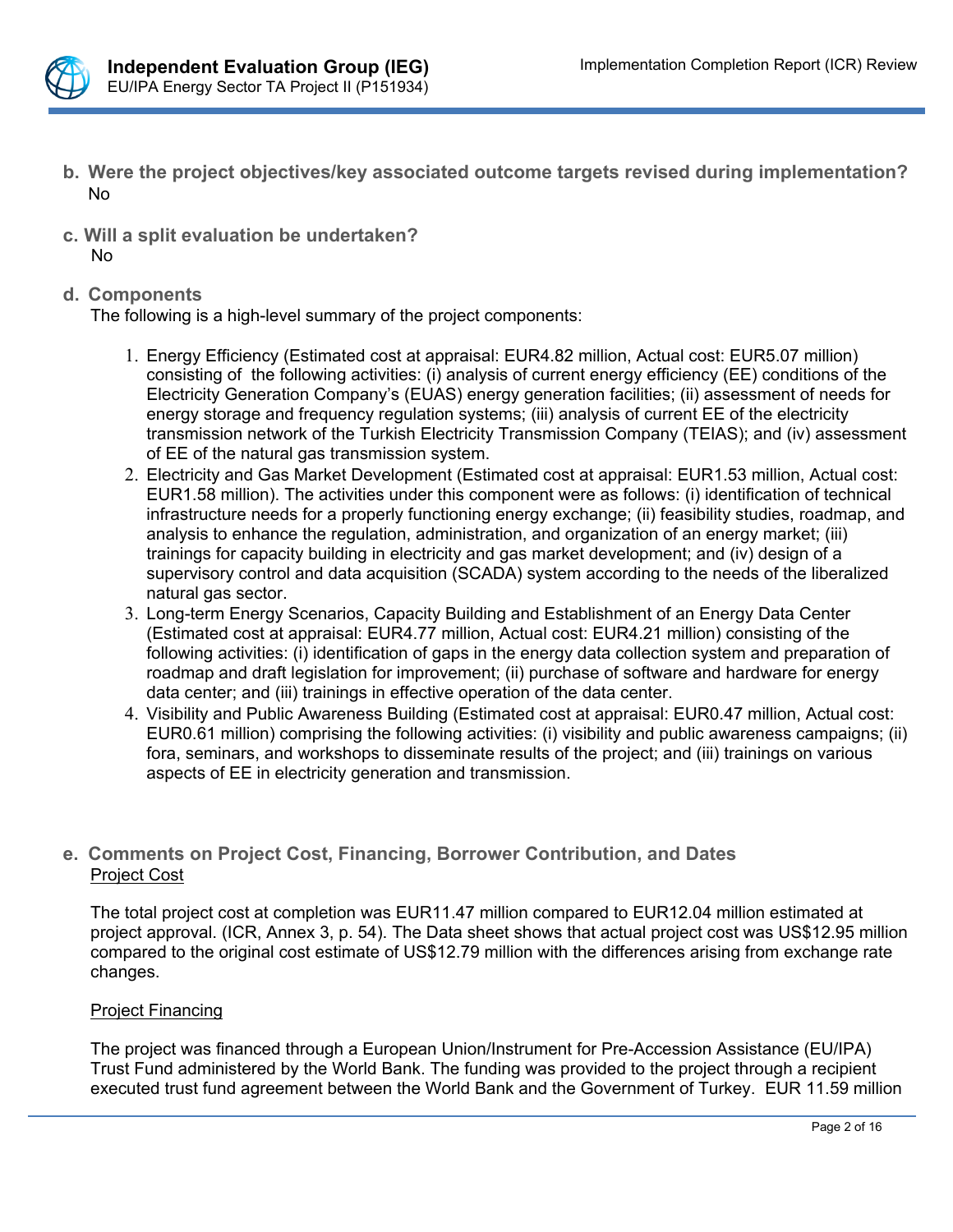**b. Were the project objectives/key associated outcome targets revised during implementation?**
No

**c. Will a split evaluation be undertaken?**
No

**d. Components**
The following is a high-level summary of the project components:

1. Energy Efficiency (Estimated cost at appraisal: EUR4.82 million, Actual cost: EUR5.07 million) consisting of the following activities: (i) analysis of current energy efficiency (EE) conditions of the Electricity Generation Company's (EUAS) energy generation facilities; (ii) assessment of needs for energy storage and frequency regulation systems; (iii) analysis of current EE of the electricity transmission network of the Turkish Electricity Transmission Company (TEIAS); and (iv) assessment of EE of the natural gas transmission system.
2. Electricity and Gas Market Development (Estimated cost at appraisal: EUR1.53 million, Actual cost: EUR1.58 million). The activities under this component were as follows: (i) identification of technical infrastructure needs for a properly functioning energy exchange; (ii) feasibility studies, roadmap, and analysis to enhance the regulation, administration, and organization of an energy market; (iii) trainings for capacity building in electricity and gas market development; and (iv) design of a supervisory control and data acquisition (SCADA) system according to the needs of the liberalized natural gas sector.
3. Long-term Energy Scenarios, Capacity Building and Establishment of an Energy Data Center (Estimated cost at appraisal: EUR4.77 million, Actual cost: EUR4.21 million) consisting of the following activities: (i) identification of gaps in the energy data collection system and preparation of roadmap and draft legislation for improvement; (ii) purchase of software and hardware for energy data center; and (iii) trainings in effective operation of the data center.
4. Visibility and Public Awareness Building (Estimated cost at appraisal: EUR0.47 million, Actual cost: EUR0.61 million) comprising the following activities: (i) visibility and public awareness campaigns; (ii) fora, seminars, and workshops to disseminate results of the project; and (iii) trainings on various aspects of EE in electricity generation and transmission.

**e. Comments on Project Cost, Financing, Borrower Contribution, and Dates**

Project Cost

The total project cost at completion was EUR11.47 million compared to EUR12.04 million estimated at project approval. (ICR, Annex 3, p. 54). The Data sheet shows that actual project cost was US$12.95 million compared to the original cost estimate of US$12.79 million with the differences arising from exchange rate changes.

Project Financing

The project was financed through a European Union/Instrument for Pre-Accession Assistance (EU/IPA) Trust Fund administered by the World Bank. The funding was provided to the project through a recipient executed trust fund agreement between the World Bank and the Government of Turkey. EUR 11.59 million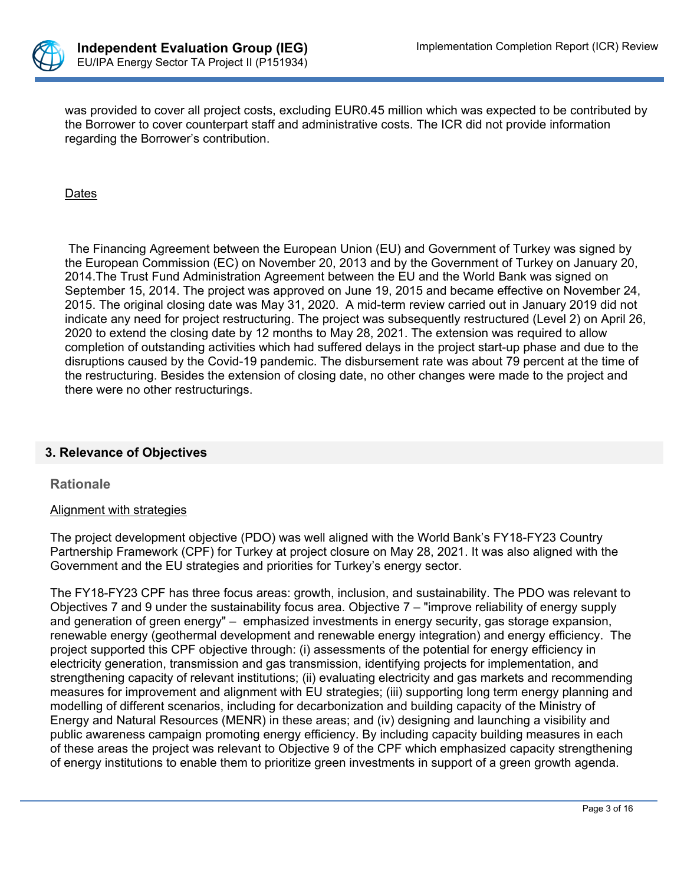was provided to cover all project costs, excluding EUR0.45 million which was expected to be contributed by the Borrower to cover counterpart staff and administrative costs. The ICR did not provide information regarding the Borrower's contribution.

Dates

The Financing Agreement between the European Union (EU) and Government of Turkey was signed by the European Commission (EC) on November 20, 2013 and by the Government of Turkey on January 20, 2014.The Trust Fund Administration Agreement between the EU and the World Bank was signed on September 15, 2014. The project was approved on June 19, 2015 and became effective on November 24, 2015. The original closing date was May 31, 2020. A mid-term review carried out in January 2019 did not indicate any need for project restructuring. The project was subsequently restructured (Level 2) on April 26, 2020 to extend the closing date by 12 months to May 28, 2021. The extension was required to allow completion of outstanding activities which had suffered delays in the project start-up phase and due to the disruptions caused by the Covid-19 pandemic. The disbursement rate was about 79 percent at the time of the restructuring. Besides the extension of closing date, no other changes were made to the project and there were no other restructurings.

## 3. Relevance of Objectives

### Rationale

Alignment with strategies

The project development objective (PDO) was well aligned with the World Bank's FY18-FY23 Country Partnership Framework (CPF) for Turkey at project closure on May 28, 2021. It was also aligned with the Government and the EU strategies and priorities for Turkey's energy sector.

The FY18-FY23 CPF has three focus areas: growth, inclusion, and sustainability. The PDO was relevant to Objectives 7 and 9 under the sustainability focus area. Objective 7 – "improve reliability of energy supply and generation of green energy" – emphasized investments in energy security, gas storage expansion, renewable energy (geothermal development and renewable energy integration) and energy efficiency. The project supported this CPF objective through: (i) assessments of the potential for energy efficiency in electricity generation, transmission and gas transmission, identifying projects for implementation, and strengthening capacity of relevant institutions; (ii) evaluating electricity and gas markets and recommending measures for improvement and alignment with EU strategies; (iii) supporting long term energy planning and modelling of different scenarios, including for decarbonization and building capacity of the Ministry of Energy and Natural Resources (MENR) in these areas; and (iv) designing and launching a visibility and public awareness campaign promoting energy efficiency. By including capacity building measures in each of these areas the project was relevant to Objective 9 of the CPF which emphasized capacity strengthening of energy institutions to enable them to prioritize green investments in support of a green growth agenda.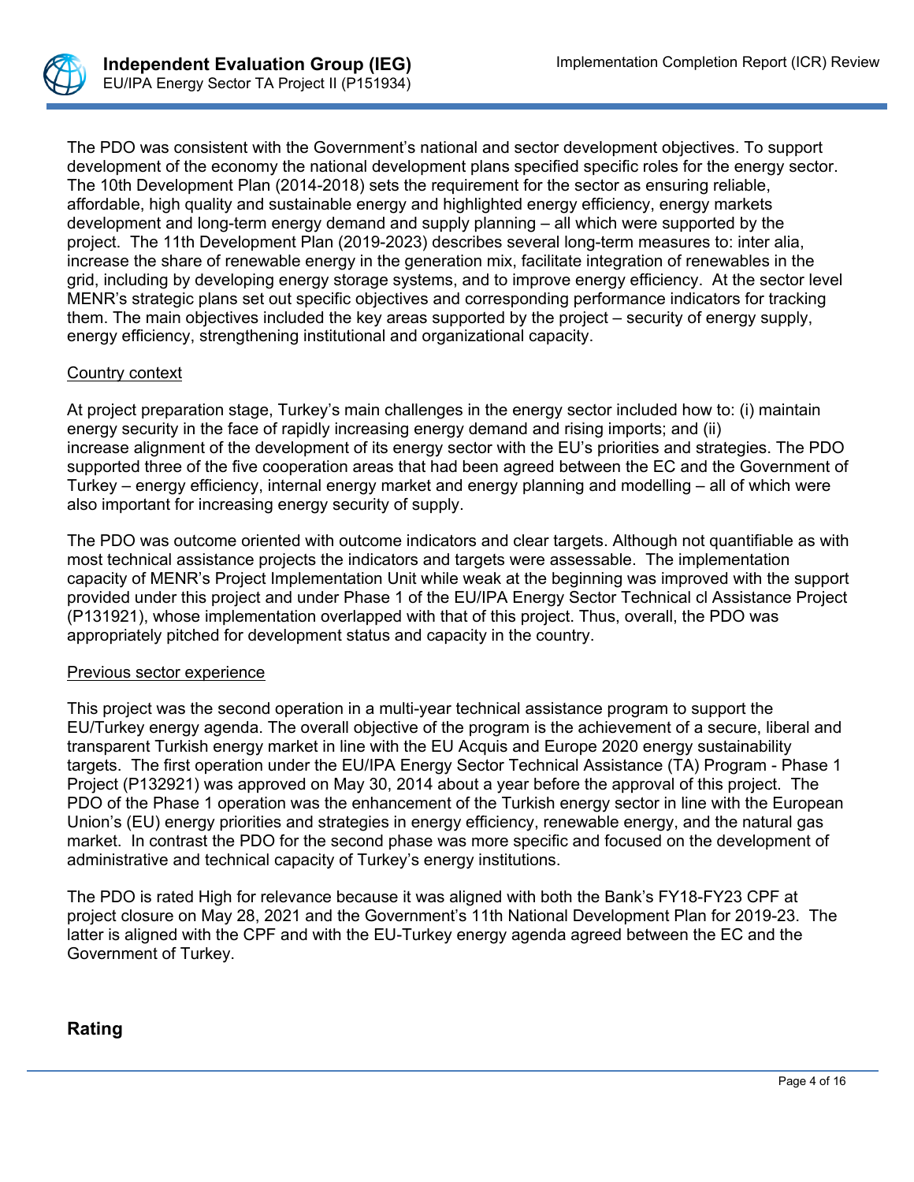The PDO was consistent with the Government's national and sector development objectives. To support development of the economy the national development plans specified specific roles for the energy sector. The 10th Development Plan (2014-2018) sets the requirement for the sector as ensuring reliable, affordable, high quality and sustainable energy and highlighted energy efficiency, energy markets development and long-term energy demand and supply planning – all which were supported by the project. The 11th Development Plan (2019-2023) describes several long-term measures to: inter alia, increase the share of renewable energy in the generation mix, facilitate integration of renewables in the grid, including by developing energy storage systems, and to improve energy efficiency. At the sector level MENR's strategic plans set out specific objectives and corresponding performance indicators for tracking them. The main objectives included the key areas supported by the project – security of energy supply, energy efficiency, strengthening institutional and organizational capacity.

Country context

At project preparation stage, Turkey's main challenges in the energy sector included how to: (i) maintain energy security in the face of rapidly increasing energy demand and rising imports; and (ii) increase alignment of the development of its energy sector with the EU's priorities and strategies. The PDO supported three of the five cooperation areas that had been agreed between the EC and the Government of Turkey – energy efficiency, internal energy market and energy planning and modelling – all of which were also important for increasing energy security of supply.

The PDO was outcome oriented with outcome indicators and clear targets. Although not quantifiable as with most technical assistance projects the indicators and targets were assessable. The implementation capacity of MENR's Project Implementation Unit while weak at the beginning was improved with the support provided under this project and under Phase 1 of the EU/IPA Energy Sector Technical cl Assistance Project (P131921), whose implementation overlapped with that of this project. Thus, overall, the PDO was appropriately pitched for development status and capacity in the country.

Previous sector experience

This project was the second operation in a multi-year technical assistance program to support the EU/Turkey energy agenda. The overall objective of the program is the achievement of a secure, liberal and transparent Turkish energy market in line with the EU Acquis and Europe 2020 energy sustainability targets. The first operation under the EU/IPA Energy Sector Technical Assistance (TA) Program - Phase 1 Project (P132921) was approved on May 30, 2014 about a year before the approval of this project. The PDO of the Phase 1 operation was the enhancement of the Turkish energy sector in line with the European Union's (EU) energy priorities and strategies in energy efficiency, renewable energy, and the natural gas market. In contrast the PDO for the second phase was more specific and focused on the development of administrative and technical capacity of Turkey's energy institutions.

The PDO is rated High for relevance because it was aligned with both the Bank's FY18-FY23 CPF at project closure on May 28, 2021 and the Government's 11th National Development Plan for 2019-23. The latter is aligned with the CPF and with the EU-Turkey energy agenda agreed between the EC and the Government of Turkey.

## Rating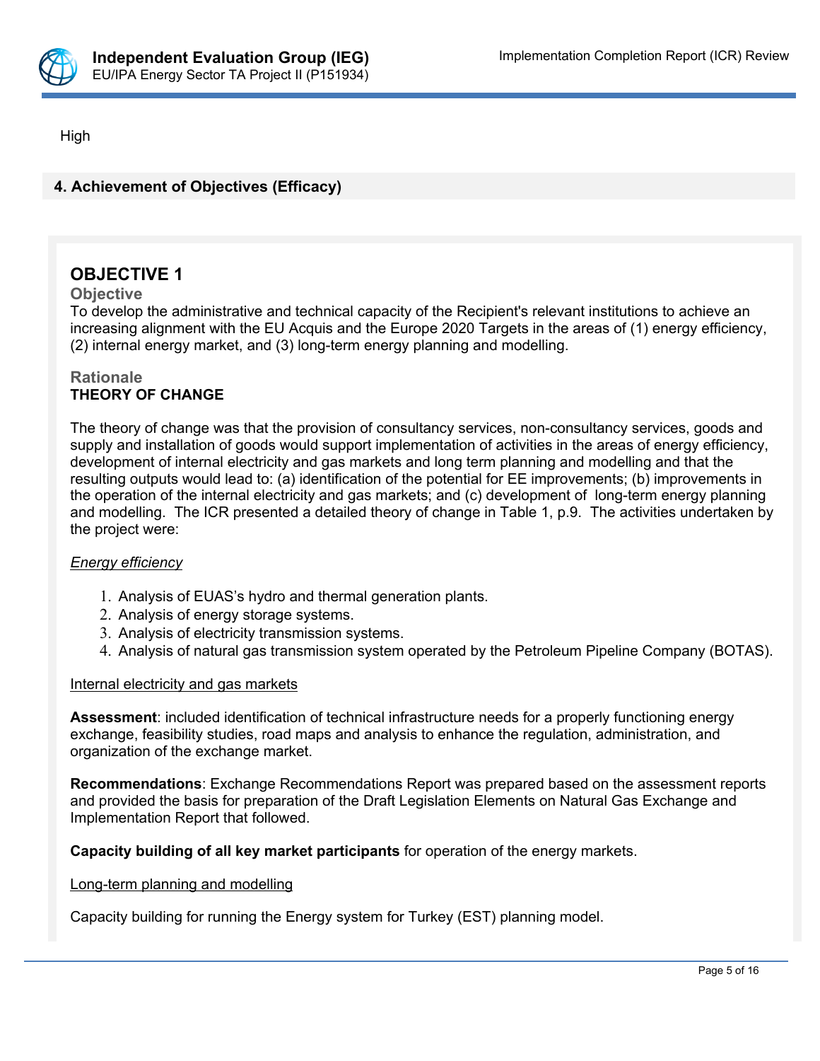High

## 4. Achievement of Objectives (Efficacy)

### OBJECTIVE 1

**Objective**

To develop the administrative and technical capacity of the Recipient's relevant institutions to achieve an increasing alignment with the EU Acquis and the Europe 2020 Targets in the areas of (1) energy efficiency, (2) internal energy market, and (3) long-term energy planning and modelling.

**Rationale**

**THEORY OF CHANGE**

The theory of change was that the provision of consultancy services, non-consultancy services, goods and supply and installation of goods would support implementation of activities in the areas of energy efficiency, development of internal electricity and gas markets and long term planning and modelling and that the resulting outputs would lead to: (a) identification of the potential for EE improvements; (b) improvements in the operation of the internal electricity and gas markets; and (c) development of long-term energy planning and modelling. The ICR presented a detailed theory of change in Table 1, p.9. The activities undertaken by the project were:

*Energy efficiency*

1. Analysis of EUAS's hydro and thermal generation plants.
2. Analysis of energy storage systems.
3. Analysis of electricity transmission systems.
4. Analysis of natural gas transmission system operated by the Petroleum Pipeline Company (BOTAS).

Internal electricity and gas markets

**Assessment**: included identification of technical infrastructure needs for a properly functioning energy exchange, feasibility studies, road maps and analysis to enhance the regulation, administration, and organization of the exchange market.

**Recommendations**: Exchange Recommendations Report was prepared based on the assessment reports and provided the basis for preparation of the Draft Legislation Elements on Natural Gas Exchange and Implementation Report that followed.

**Capacity building of all key market participants** for operation of the energy markets.

Long-term planning and modelling

Capacity building for running the Energy system for Turkey (EST) planning model.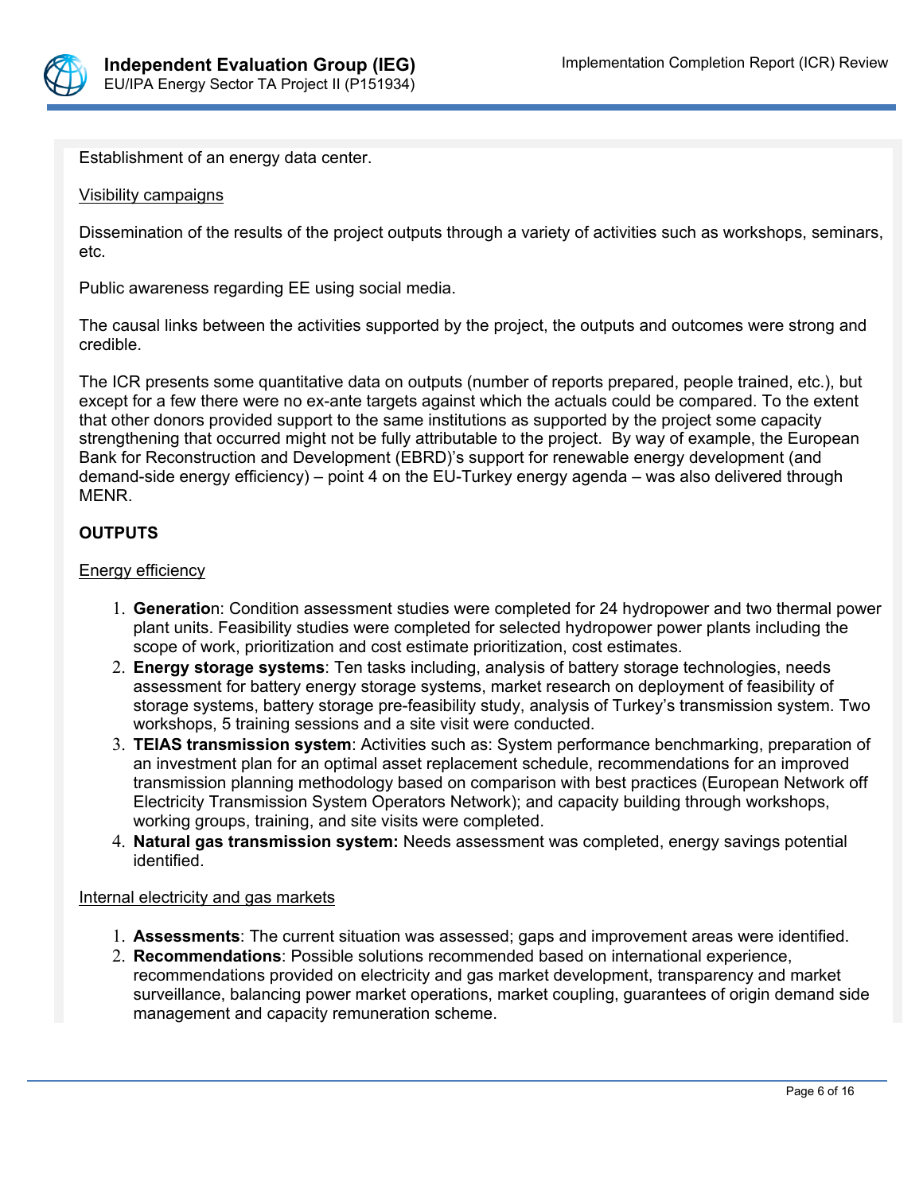Establishment of an energy data center.

Visibility campaigns

Dissemination of the results of the project outputs through a variety of activities such as workshops, seminars, etc.

Public awareness regarding EE using social media.

The causal links between the activities supported by the project, the outputs and outcomes were strong and credible.

The ICR presents some quantitative data on outputs (number of reports prepared, people trained, etc.), but except for a few there were no ex-ante targets against which the actuals could be compared. To the extent that other donors provided support to the same institutions as supported by the project some capacity strengthening that occurred might not be fully attributable to the project. By way of example, the European Bank for Reconstruction and Development (EBRD)'s support for renewable energy development (and demand-side energy efficiency) – point 4 on the EU-Turkey energy agenda – was also delivered through MENR.

**OUTPUTS**

Energy efficiency

1. **Generatio**n: Condition assessment studies were completed for 24 hydropower and two thermal power plant units. Feasibility studies were completed for selected hydropower power plants including the scope of work, prioritization and cost estimate prioritization, cost estimates.
2. **Energy storage systems**: Ten tasks including, analysis of battery storage technologies, needs assessment for battery energy storage systems, market research on deployment of feasibility of storage systems, battery storage pre-feasibility study, analysis of Turkey's transmission system. Two workshops, 5 training sessions and a site visit were conducted.
3. **TEIAS transmission system**: Activities such as: System performance benchmarking, preparation of an investment plan for an optimal asset replacement schedule, recommendations for an improved transmission planning methodology based on comparison with best practices (European Network off Electricity Transmission System Operators Network); and capacity building through workshops, working groups, training, and site visits were completed.
4. **Natural gas transmission system:** Needs assessment was completed, energy savings potential identified.

Internal electricity and gas markets

1. **Assessments**: The current situation was assessed; gaps and improvement areas were identified.
2. **Recommendations**: Possible solutions recommended based on international experience, recommendations provided on electricity and gas market development, transparency and market surveillance, balancing power market operations, market coupling, guarantees of origin demand side management and capacity remuneration scheme.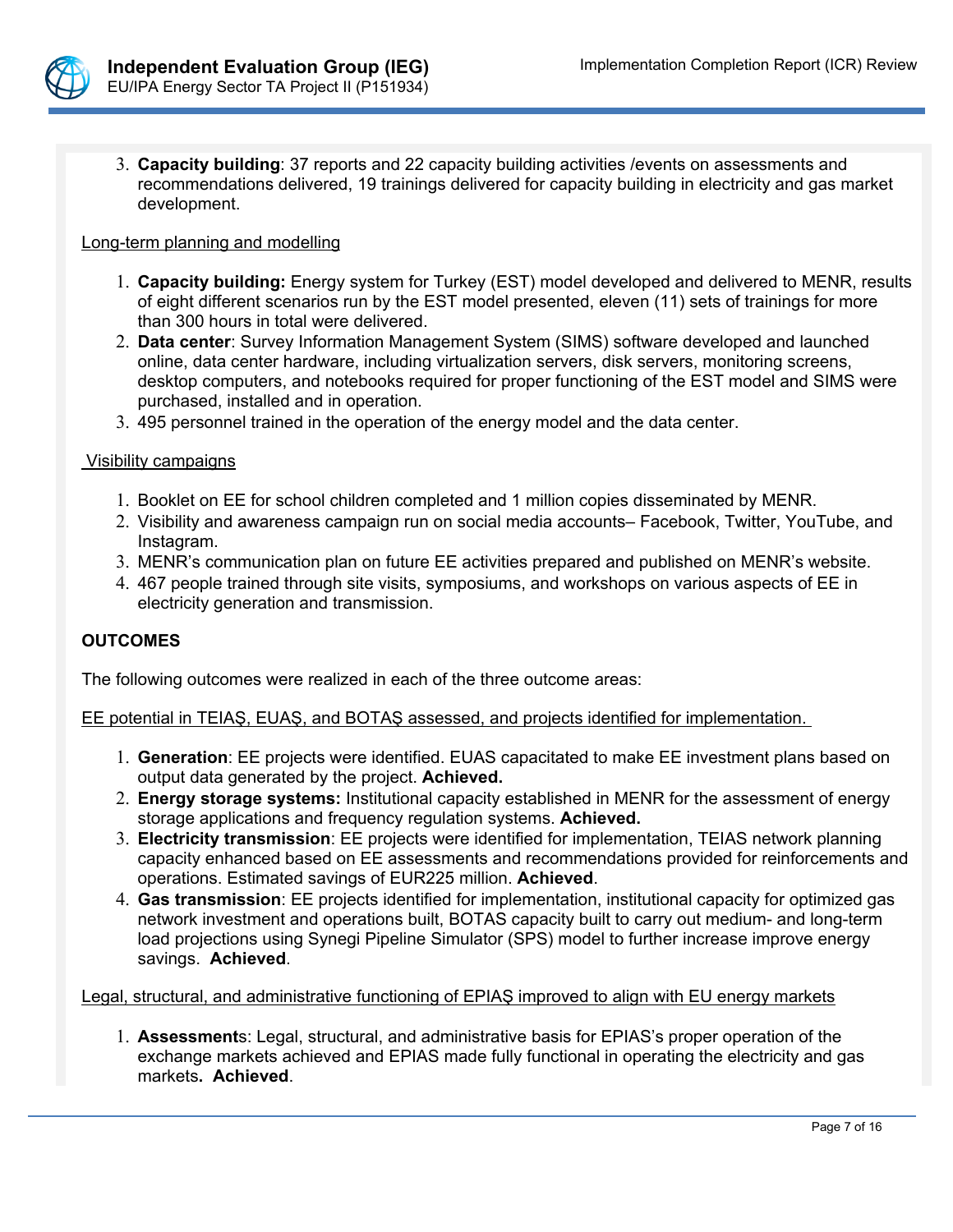3. **Capacity building**: 37 reports and 22 capacity building activities /events on assessments and recommendations delivered, 19 trainings delivered for capacity building in electricity and gas market development.

Long-term planning and modelling

1. **Capacity building:** Energy system for Turkey (EST) model developed and delivered to MENR, results of eight different scenarios run by the EST model presented, eleven (11) sets of trainings for more than 300 hours in total were delivered.
2. **Data center**: Survey Information Management System (SIMS) software developed and launched online, data center hardware, including virtualization servers, disk servers, monitoring screens, desktop computers, and notebooks required for proper functioning of the EST model and SIMS were purchased, installed and in operation.
3. 495 personnel trained in the operation of the energy model and the data center.

Visibility campaigns

1. Booklet on EE for school children completed and 1 million copies disseminated by MENR.
2. Visibility and awareness campaign run on social media accounts– Facebook, Twitter, YouTube, and Instagram.
3. MENR's communication plan on future EE activities prepared and published on MENR's website.
4. 467 people trained through site visits, symposiums, and workshops on various aspects of EE in electricity generation and transmission.

**OUTCOMES**

The following outcomes were realized in each of the three outcome areas:

EE potential in TEIAŞ, EUAŞ, and BOTAŞ assessed, and projects identified for implementation.

1. **Generation**: EE projects were identified. EUAS capacitated to make EE investment plans based on output data generated by the project. **Achieved.**
2. **Energy storage systems:** Institutional capacity established in MENR for the assessment of energy storage applications and frequency regulation systems. **Achieved.**
3. **Electricity transmission**: EE projects were identified for implementation, TEIAS network planning capacity enhanced based on EE assessments and recommendations provided for reinforcements and operations. Estimated savings of EUR225 million. **Achieved**.
4. **Gas transmission**: EE projects identified for implementation, institutional capacity for optimized gas network investment and operations built, BOTAS capacity built to carry out medium- and long-term load projections using Synegi Pipeline Simulator (SPS) model to further increase improve energy savings. **Achieved**.

Legal, structural, and administrative functioning of EPIAŞ improved to align with EU energy markets

1. **Assessments**: Legal, structural, and administrative basis for EPIAS's proper operation of the exchange markets achieved and EPIAS made fully functional in operating the electricity and gas markets**. Achieved**.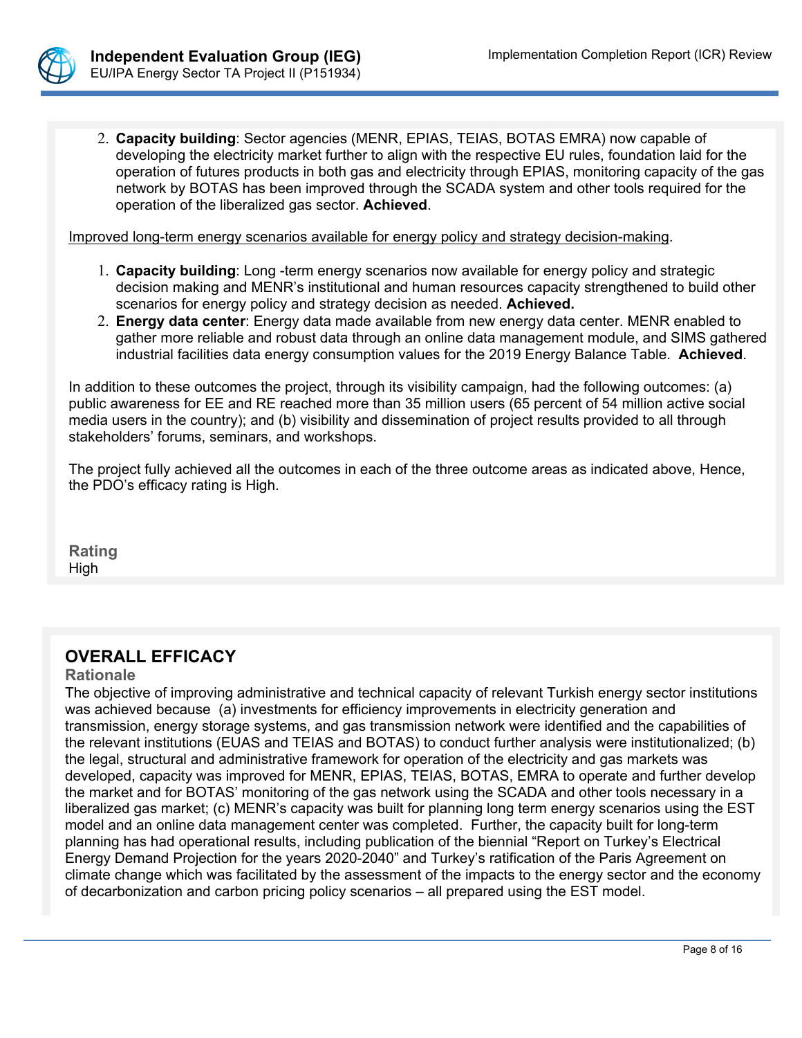2. **Capacity building**: Sector agencies (MENR, EPIAS, TEIAS, BOTAS EMRA) now capable of developing the electricity market further to align with the respective EU rules, foundation laid for the operation of futures products in both gas and electricity through EPIAS, monitoring capacity of the gas network by BOTAS has been improved through the SCADA system and other tools required for the operation of the liberalized gas sector. **Achieved**.

<u>Improved long-term energy scenarios available for energy policy and strategy decision-making</u>.

1. **Capacity building**: Long -term energy scenarios now available for energy policy and strategic decision making and MENR's institutional and human resources capacity strengthened to build other scenarios for energy policy and strategy decision as needed. **Achieved.**
2. **Energy data center**: Energy data made available from new energy data center. MENR enabled to gather more reliable and robust data through an online data management module, and SIMS gathered industrial facilities data energy consumption values for the 2019 Energy Balance Table. **Achieved**.

In addition to these outcomes the project, through its visibility campaign, had the following outcomes: (a) public awareness for EE and RE reached more than 35 million users (65 percent of 54 million active social media users in the country); and (b) visibility and dissemination of project results provided to all through stakeholders' forums, seminars, and workshops.

The project fully achieved all the outcomes in each of the three outcome areas as indicated above, Hence, the PDO's efficacy rating is High.

**Rating**
High

## OVERALL EFFICACY

**Rationale**

The objective of improving administrative and technical capacity of relevant Turkish energy sector institutions was achieved because (a) investments for efficiency improvements in electricity generation and transmission, energy storage systems, and gas transmission network were identified and the capabilities of the relevant institutions (EUAS and TEIAS and BOTAS) to conduct further analysis were institutionalized; (b) the legal, structural and administrative framework for operation of the electricity and gas markets was developed, capacity was improved for MENR, EPIAS, TEIAS, BOTAS, EMRA to operate and further develop the market and for BOTAS' monitoring of the gas network using the SCADA and other tools necessary in a liberalized gas market; (c) MENR's capacity was built for planning long term energy scenarios using the EST model and an online data management center was completed. Further, the capacity built for long-term planning has had operational results, including publication of the biennial "Report on Turkey's Electrical Energy Demand Projection for the years 2020-2040" and Turkey's ratification of the Paris Agreement on climate change which was facilitated by the assessment of the impacts to the energy sector and the economy of decarbonization and carbon pricing policy scenarios – all prepared using the EST model.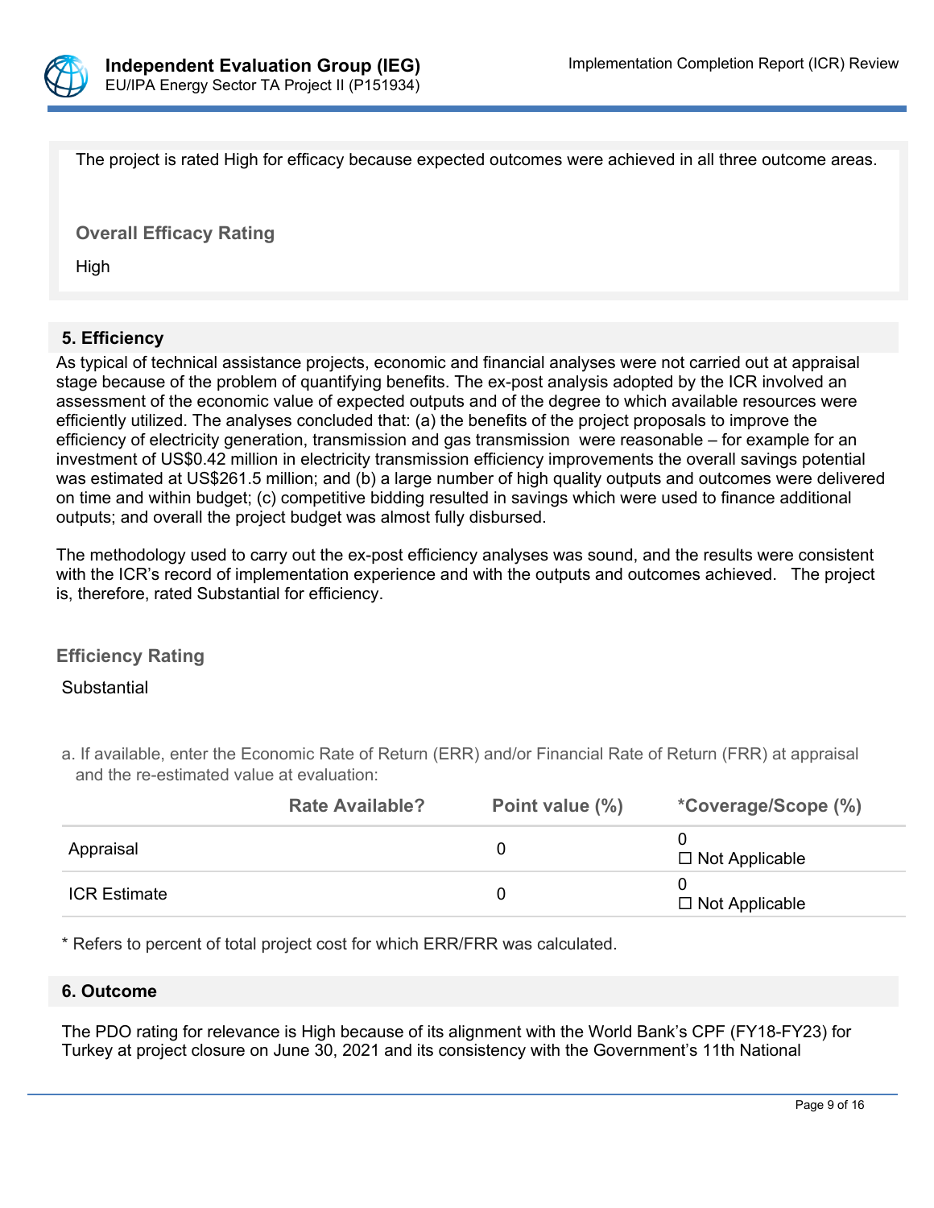The project is rated High for efficacy because expected outcomes were achieved in all three outcome areas.

**Overall Efficacy Rating**

High

## 5. Efficiency

As typical of technical assistance projects, economic and financial analyses were not carried out at appraisal stage because of the problem of quantifying benefits. The ex-post analysis adopted by the ICR involved an assessment of the economic value of expected outputs and of the degree to which available resources were efficiently utilized. The analyses concluded that: (a) the benefits of the project proposals to improve the efficiency of electricity generation, transmission and gas transmission were reasonable – for example for an investment of US$0.42 million in electricity transmission efficiency improvements the overall savings potential was estimated at US$261.5 million; and (b) a large number of high quality outputs and outcomes were delivered on time and within budget; (c) competitive bidding resulted in savings which were used to finance additional outputs; and overall the project budget was almost fully disbursed.

The methodology used to carry out the ex-post efficiency analyses was sound, and the results were consistent with the ICR's record of implementation experience and with the outputs and outcomes achieved. The project is, therefore, rated Substantial for efficiency.

**Efficiency Rating**

Substantial

a. If available, enter the Economic Rate of Return (ERR) and/or Financial Rate of Return (FRR) at appraisal and the re-estimated value at evaluation:

| | Rate Available? | Point value (%) | *Coverage/Scope (%) |
|---|---|---|---|
| Appraisal | | 0 | 0 ☐ Not Applicable |
| ICR Estimate | | 0 | 0 ☐ Not Applicable |

\* Refers to percent of total project cost for which ERR/FRR was calculated.

## 6. Outcome

The PDO rating for relevance is High because of its alignment with the World Bank's CPF (FY18-FY23) for Turkey at project closure on June 30, 2021 and its consistency with the Government's 11th National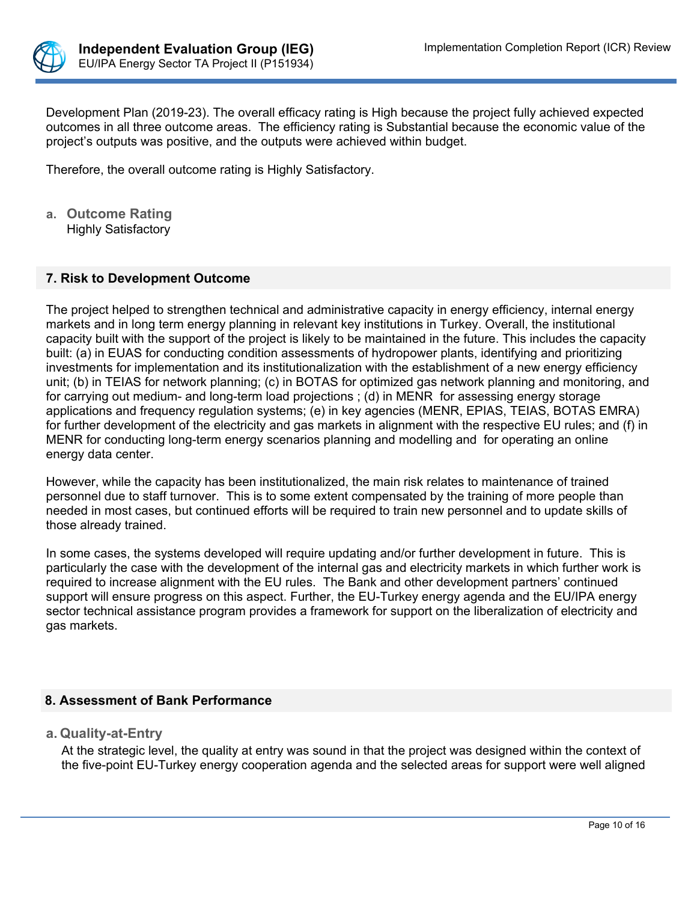Development Plan (2019-23). The overall efficacy rating is High because the project fully achieved expected outcomes in all three outcome areas. The efficiency rating is Substantial because the economic value of the project's outputs was positive, and the outputs were achieved within budget.

Therefore, the overall outcome rating is Highly Satisfactory.

**a. Outcome Rating**

Highly Satisfactory

## 7. Risk to Development Outcome

The project helped to strengthen technical and administrative capacity in energy efficiency, internal energy markets and in long term energy planning in relevant key institutions in Turkey. Overall, the institutional capacity built with the support of the project is likely to be maintained in the future. This includes the capacity built: (a) in EUAS for conducting condition assessments of hydropower plants, identifying and prioritizing investments for implementation and its institutionalization with the establishment of a new energy efficiency unit; (b) in TEIAS for network planning; (c) in BOTAS for optimized gas network planning and monitoring, and for carrying out medium- and long-term load projections ; (d) in MENR for assessing energy storage applications and frequency regulation systems; (e) in key agencies (MENR, EPIAS, TEIAS, BOTAS EMRA) for further development of the electricity and gas markets in alignment with the respective EU rules; and (f) in MENR for conducting long-term energy scenarios planning and modelling and for operating an online energy data center.

However, while the capacity has been institutionalized, the main risk relates to maintenance of trained personnel due to staff turnover. This is to some extent compensated by the training of more people than needed in most cases, but continued efforts will be required to train new personnel and to update skills of those already trained.

In some cases, the systems developed will require updating and/or further development in future. This is particularly the case with the development of the internal gas and electricity markets in which further work is required to increase alignment with the EU rules. The Bank and other development partners' continued support will ensure progress on this aspect. Further, the EU-Turkey energy agenda and the EU/IPA energy sector technical assistance program provides a framework for support on the liberalization of electricity and gas markets.

## 8. Assessment of Bank Performance

**a. Quality-at-Entry**

At the strategic level, the quality at entry was sound in that the project was designed within the context of the five-point EU-Turkey energy cooperation agenda and the selected areas for support were well aligned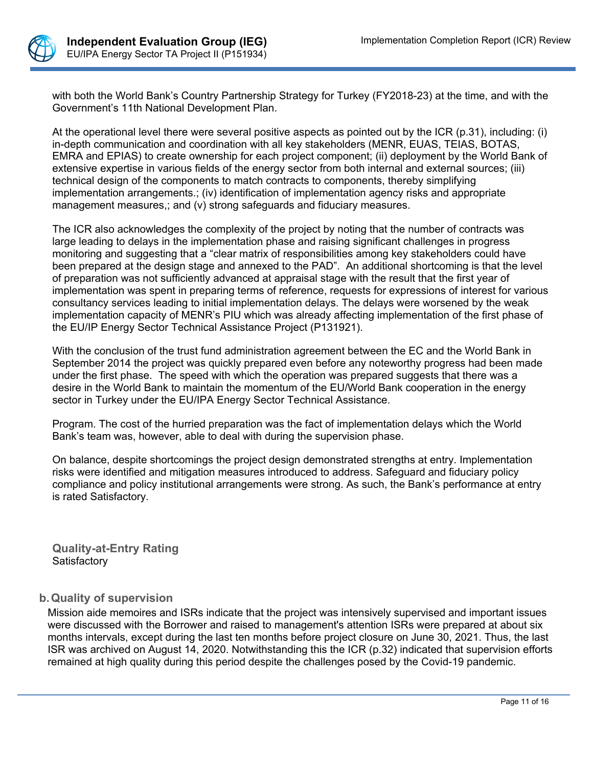with both the World Bank's Country Partnership Strategy for Turkey (FY2018-23) at the time, and with the Government's 11th National Development Plan.

At the operational level there were several positive aspects as pointed out by the ICR (p.31), including: (i) in-depth communication and coordination with all key stakeholders (MENR, EUAS, TEIAS, BOTAS, EMRA and EPIAS) to create ownership for each project component; (ii) deployment by the World Bank of extensive expertise in various fields of the energy sector from both internal and external sources; (iii) technical design of the components to match contracts to components, thereby simplifying implementation arrangements.; (iv) identification of implementation agency risks and appropriate management measures,; and (v) strong safeguards and fiduciary measures.

The ICR also acknowledges the complexity of the project by noting that the number of contracts was large leading to delays in the implementation phase and raising significant challenges in progress monitoring and suggesting that a "clear matrix of responsibilities among key stakeholders could have been prepared at the design stage and annexed to the PAD". An additional shortcoming is that the level of preparation was not sufficiently advanced at appraisal stage with the result that the first year of implementation was spent in preparing terms of reference, requests for expressions of interest for various consultancy services leading to initial implementation delays. The delays were worsened by the weak implementation capacity of MENR's PIU which was already affecting implementation of the first phase of the EU/IP Energy Sector Technical Assistance Project (P131921).

With the conclusion of the trust fund administration agreement between the EC and the World Bank in September 2014 the project was quickly prepared even before any noteworthy progress had been made under the first phase. The speed with which the operation was prepared suggests that there was a desire in the World Bank to maintain the momentum of the EU/World Bank cooperation in the energy sector in Turkey under the EU/IPA Energy Sector Technical Assistance.

Program. The cost of the hurried preparation was the fact of implementation delays which the World Bank's team was, however, able to deal with during the supervision phase.

On balance, despite shortcomings the project design demonstrated strengths at entry. Implementation risks were identified and mitigation measures introduced to address. Safeguard and fiduciary policy compliance and policy institutional arrangements were strong. As such, the Bank's performance at entry is rated Satisfactory.

**Quality-at-Entry Rating**
Satisfactory

## b. Quality of supervision

Mission aide memoires and ISRs indicate that the project was intensively supervised and important issues were discussed with the Borrower and raised to management's attention ISRs were prepared at about six months intervals, except during the last ten months before project closure on June 30, 2021. Thus, the last ISR was archived on August 14, 2020. Notwithstanding this the ICR (p.32) indicated that supervision efforts remained at high quality during this period despite the challenges posed by the Covid-19 pandemic.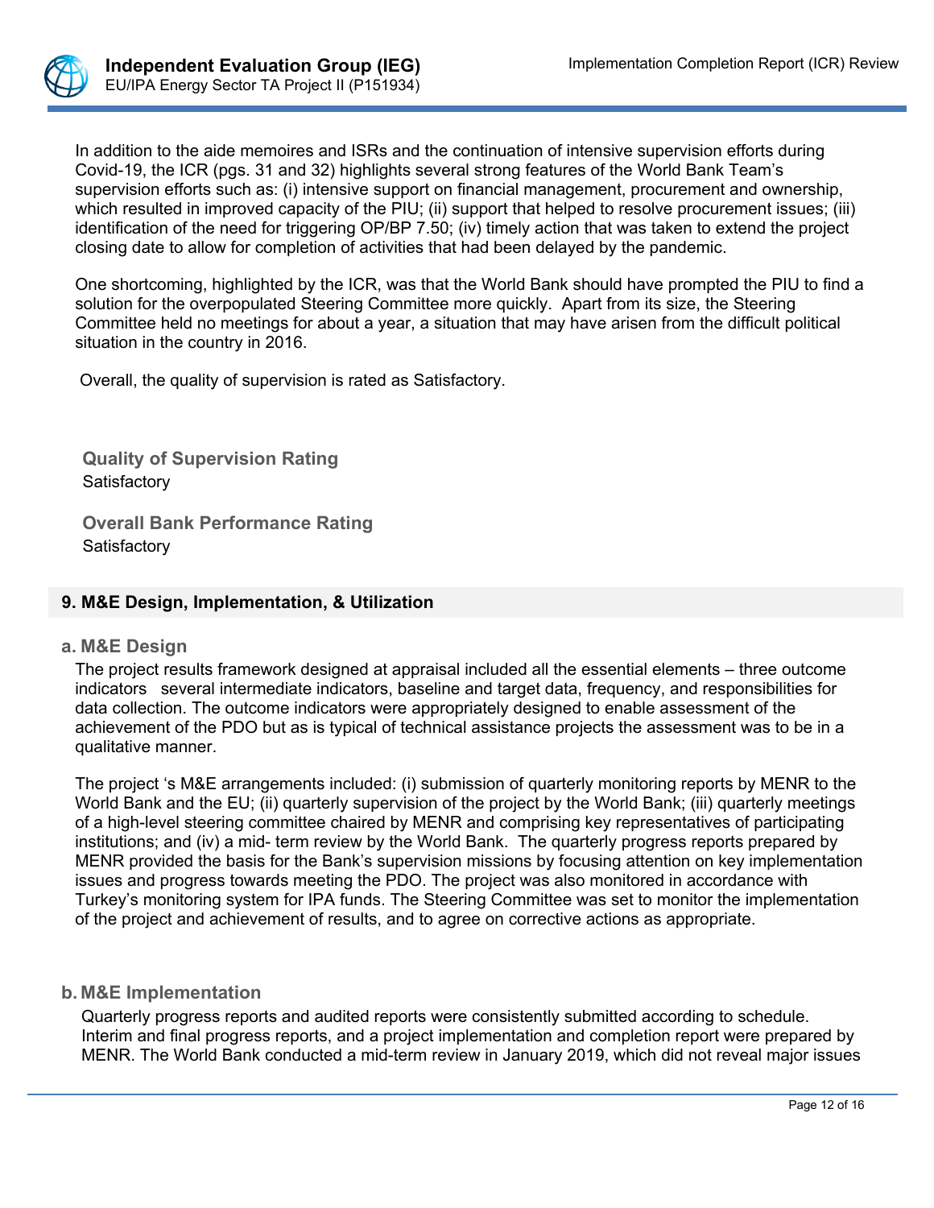In addition to the aide memoires and ISRs and the continuation of intensive supervision efforts during Covid-19, the ICR (pgs. 31 and 32) highlights several strong features of the World Bank Team's supervision efforts such as: (i) intensive support on financial management, procurement and ownership, which resulted in improved capacity of the PIU; (ii) support that helped to resolve procurement issues; (iii) identification of the need for triggering OP/BP 7.50; (iv) timely action that was taken to extend the project closing date to allow for completion of activities that had been delayed by the pandemic.

One shortcoming, highlighted by the ICR, was that the World Bank should have prompted the PIU to find a solution for the overpopulated Steering Committee more quickly. Apart from its size, the Steering Committee held no meetings for about a year, a situation that may have arisen from the difficult political situation in the country in 2016.

Overall, the quality of supervision is rated as Satisfactory.

**Quality of Supervision Rating**
Satisfactory

**Overall Bank Performance Rating**
Satisfactory

## 9. M&E Design, Implementation, & Utilization

### a. M&E Design

The project results framework designed at appraisal included all the essential elements – three outcome indicators several intermediate indicators, baseline and target data, frequency, and responsibilities for data collection. The outcome indicators were appropriately designed to enable assessment of the achievement of the PDO but as is typical of technical assistance projects the assessment was to be in a qualitative manner.

The project 's M&E arrangements included: (i) submission of quarterly monitoring reports by MENR to the World Bank and the EU; (ii) quarterly supervision of the project by the World Bank; (iii) quarterly meetings of a high-level steering committee chaired by MENR and comprising key representatives of participating institutions; and (iv) a mid- term review by the World Bank. The quarterly progress reports prepared by MENR provided the basis for the Bank's supervision missions by focusing attention on key implementation issues and progress towards meeting the PDO. The project was also monitored in accordance with Turkey's monitoring system for IPA funds. The Steering Committee was set to monitor the implementation of the project and achievement of results, and to agree on corrective actions as appropriate.

### b. M&E Implementation

Quarterly progress reports and audited reports were consistently submitted according to schedule. Interim and final progress reports, and a project implementation and completion report were prepared by MENR. The World Bank conducted a mid-term review in January 2019, which did not reveal major issues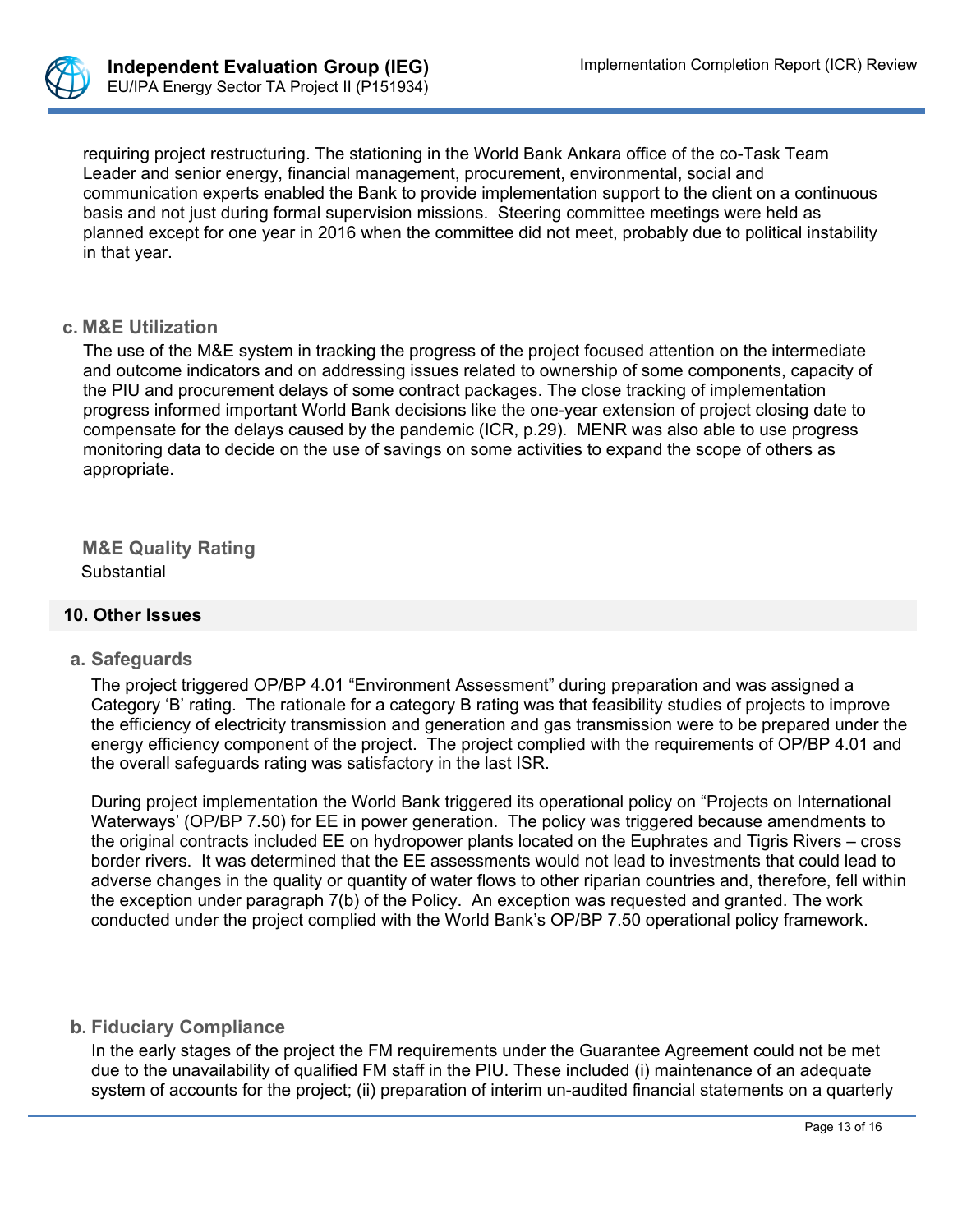requiring project restructuring. The stationing in the World Bank Ankara office of the co-Task Team Leader and senior energy, financial management, procurement, environmental, social and communication experts enabled the Bank to provide implementation support to the client on a continuous basis and not just during formal supervision missions.  Steering committee meetings were held as planned except for one year in 2016 when the committee did not meet, probably due to political instability in that year.

### c. M&E Utilization

The use of the M&E system in tracking the progress of the project focused attention on the intermediate and outcome indicators and on addressing issues related to ownership of some components, capacity of the PIU and procurement delays of some contract packages. The close tracking of implementation progress informed important World Bank decisions like the one-year extension of project closing date to compensate for the delays caused by the pandemic (ICR, p.29).  MENR was also able to use progress monitoring data to decide on the use of savings on some activities to expand the scope of others as appropriate.

### M&E Quality Rating

Substantial

## 10. Other Issues

### a. Safeguards

The project triggered OP/BP 4.01 “Environment Assessment” during preparation and was assigned a Category ‘B’ rating.  The rationale for a category B rating was that feasibility studies of projects to improve the efficiency of electricity transmission and generation and gas transmission were to be prepared under the energy efficiency component of the project.  The project complied with the requirements of OP/BP 4.01 and the overall safeguards rating was satisfactory in the last ISR.

During project implementation the World Bank triggered its operational policy on “Projects on International Waterways’ (OP/BP 7.50) for EE in power generation.  The policy was triggered because amendments to the original contracts included EE on hydropower plants located on the Euphrates and Tigris Rivers – cross border rivers.  It was determined that the EE assessments would not lead to investments that could lead to adverse changes in the quality or quantity of water flows to other riparian countries and, therefore, fell within the exception under paragraph 7(b) of the Policy.  An exception was requested and granted. The work conducted under the project complied with the World Bank’s OP/BP 7.50 operational policy framework.

### b. Fiduciary Compliance

In the early stages of the project the FM requirements under the Guarantee Agreement could not be met due to the unavailability of qualified FM staff in the PIU. These included (i) maintenance of an adequate system of accounts for the project; (ii) preparation of interim un-audited financial statements on a quarterly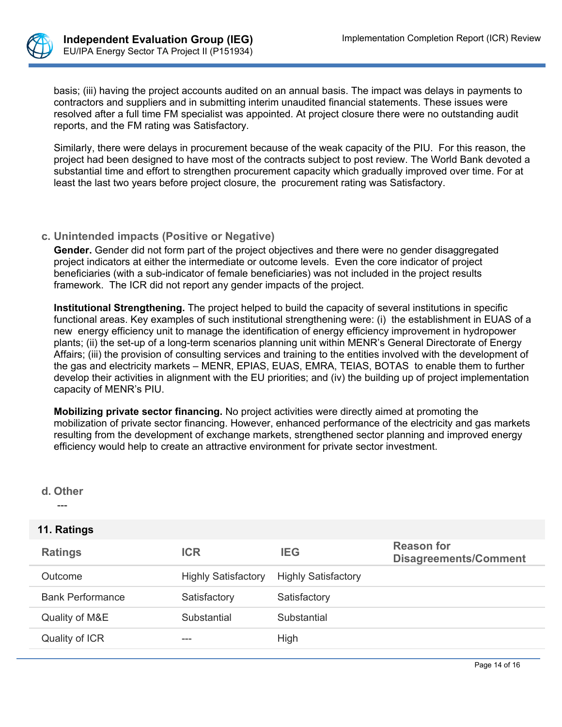basis; (iii) having the project accounts audited on an annual basis. The impact was delays in payments to contractors and suppliers and in submitting interim unaudited financial statements. These issues were resolved after a full time FM specialist was appointed. At project closure there were no outstanding audit reports, and the FM rating was Satisfactory.

Similarly, there were delays in procurement because of the weak capacity of the PIU. For this reason, the project had been designed to have most of the contracts subject to post review. The World Bank devoted a substantial time and effort to strengthen procurement capacity which gradually improved over time. For at least the last two years before project closure, the procurement rating was Satisfactory.

### c. Unintended impacts (Positive or Negative)

**Gender.** Gender did not form part of the project objectives and there were no gender disaggregated project indicators at either the intermediate or outcome levels. Even the core indicator of project beneficiaries (with a sub-indicator of female beneficiaries) was not included in the project results framework. The ICR did not report any gender impacts of the project.

**Institutional Strengthening.** The project helped to build the capacity of several institutions in specific functional areas. Key examples of such institutional strengthening were: (i) the establishment in EUAS of a new energy efficiency unit to manage the identification of energy efficiency improvement in hydropower plants; (ii) the set-up of a long-term scenarios planning unit within MENR's General Directorate of Energy Affairs; (iii) the provision of consulting services and training to the entities involved with the development of the gas and electricity markets – MENR, EPIAS, EUAS, EMRA, TEIAS, BOTAS to enable them to further develop their activities in alignment with the EU priorities; and (iv) the building up of project implementation capacity of MENR's PIU.

**Mobilizing private sector financing.** No project activities were directly aimed at promoting the mobilization of private sector financing. However, enhanced performance of the electricity and gas markets resulting from the development of exchange markets, strengthened sector planning and improved energy efficiency would help to create an attractive environment for private sector investment.

### d. Other

---

## 11. Ratings

| Ratings | ICR | IEG | Reason for Disagreements/Comment |
|---|---|---|---|
| Outcome | Highly Satisfactory | Highly Satisfactory | |
| Bank Performance | Satisfactory | Satisfactory | |
| Quality of M&E | Substantial | Substantial | |
| Quality of ICR | --- | High | |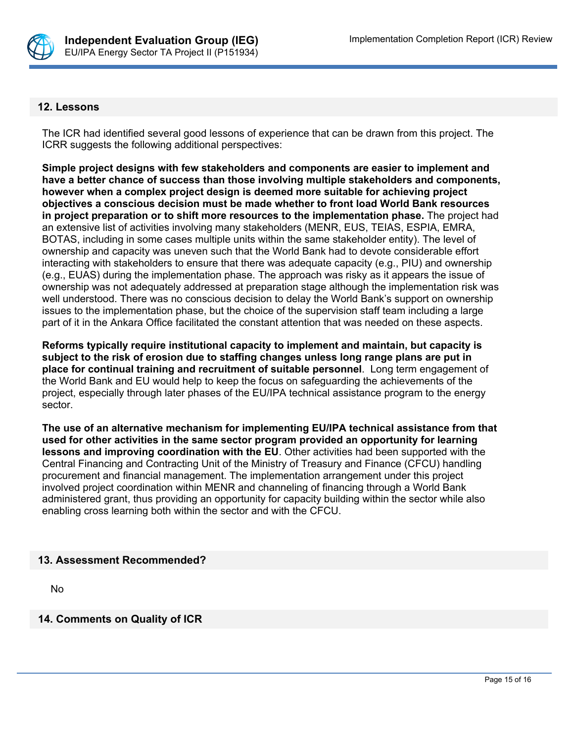## 12. Lessons

The ICR had identified several good lessons of experience that can be drawn from this project. The ICRR suggests the following additional perspectives:

**Simple project designs with few stakeholders and components are easier to implement and have a better chance of success than those involving multiple stakeholders and components, however when a complex project design is deemed more suitable for achieving project objectives a conscious decision must be made whether to front load World Bank resources in project preparation or to shift more resources to the implementation phase.** The project had an extensive list of activities involving many stakeholders (MENR, EUS, TEIAS, ESPIA, EMRA, BOTAS, including in some cases multiple units within the same stakeholder entity). The level of ownership and capacity was uneven such that the World Bank had to devote considerable effort interacting with stakeholders to ensure that there was adequate capacity (e.g., PIU) and ownership (e.g., EUAS) during the implementation phase. The approach was risky as it appears the issue of ownership was not adequately addressed at preparation stage although the implementation risk was well understood. There was no conscious decision to delay the World Bank's support on ownership issues to the implementation phase, but the choice of the supervision staff team including a large part of it in the Ankara Office facilitated the constant attention that was needed on these aspects.

**Reforms typically require institutional capacity to implement and maintain, but capacity is subject to the risk of erosion due to staffing changes unless long range plans are put in place for continual training and recruitment of suitable personnel**. Long term engagement of the World Bank and EU would help to keep the focus on safeguarding the achievements of the project, especially through later phases of the EU/IPA technical assistance program to the energy sector.

**The use of an alternative mechanism for implementing EU/IPA technical assistance from that used for other activities in the same sector program provided an opportunity for learning lessons and improving coordination with the EU**. Other activities had been supported with the Central Financing and Contracting Unit of the Ministry of Treasury and Finance (CFCU) handling procurement and financial management. The implementation arrangement under this project involved project coordination within MENR and channeling of financing through a World Bank administered grant, thus providing an opportunity for capacity building within the sector while also enabling cross learning both within the sector and with the CFCU.

## 13. Assessment Recommended?

No

## 14. Comments on Quality of ICR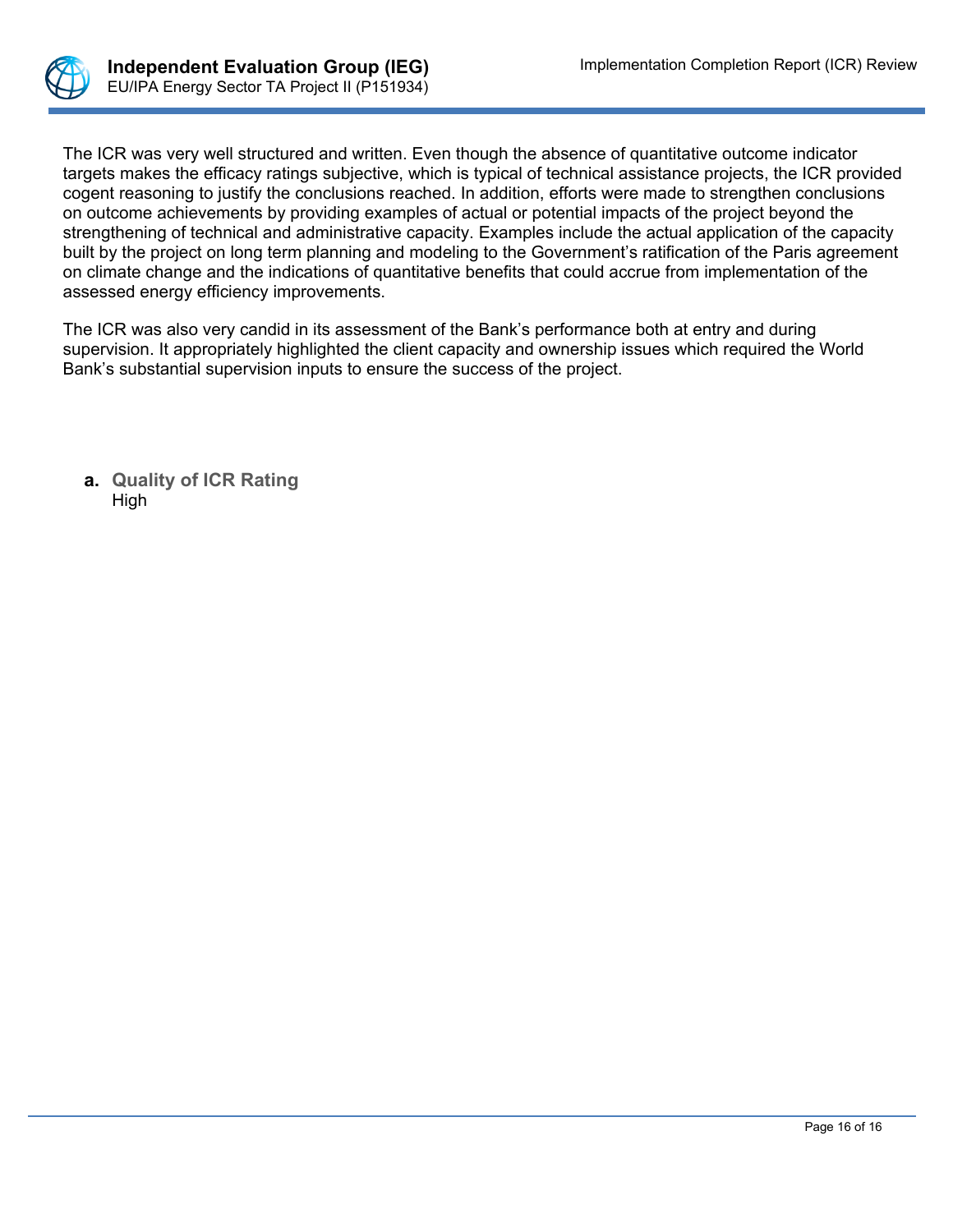The ICR was very well structured and written. Even though the absence of quantitative outcome indicator targets makes the efficacy ratings subjective, which is typical of technical assistance projects, the ICR provided cogent reasoning to justify the conclusions reached. In addition, efforts were made to strengthen conclusions on outcome achievements by providing examples of actual or potential impacts of the project beyond the strengthening of technical and administrative capacity. Examples include the actual application of the capacity built by the project on long term planning and modeling to the Government's ratification of the Paris agreement on climate change and the indications of quantitative benefits that could accrue from implementation of the assessed energy efficiency improvements.

The ICR was also very candid in its assessment of the Bank's performance both at entry and during supervision. It appropriately highlighted the client capacity and ownership issues which required the World Bank's substantial supervision inputs to ensure the success of the project.

**a. Quality of ICR Rating**

High